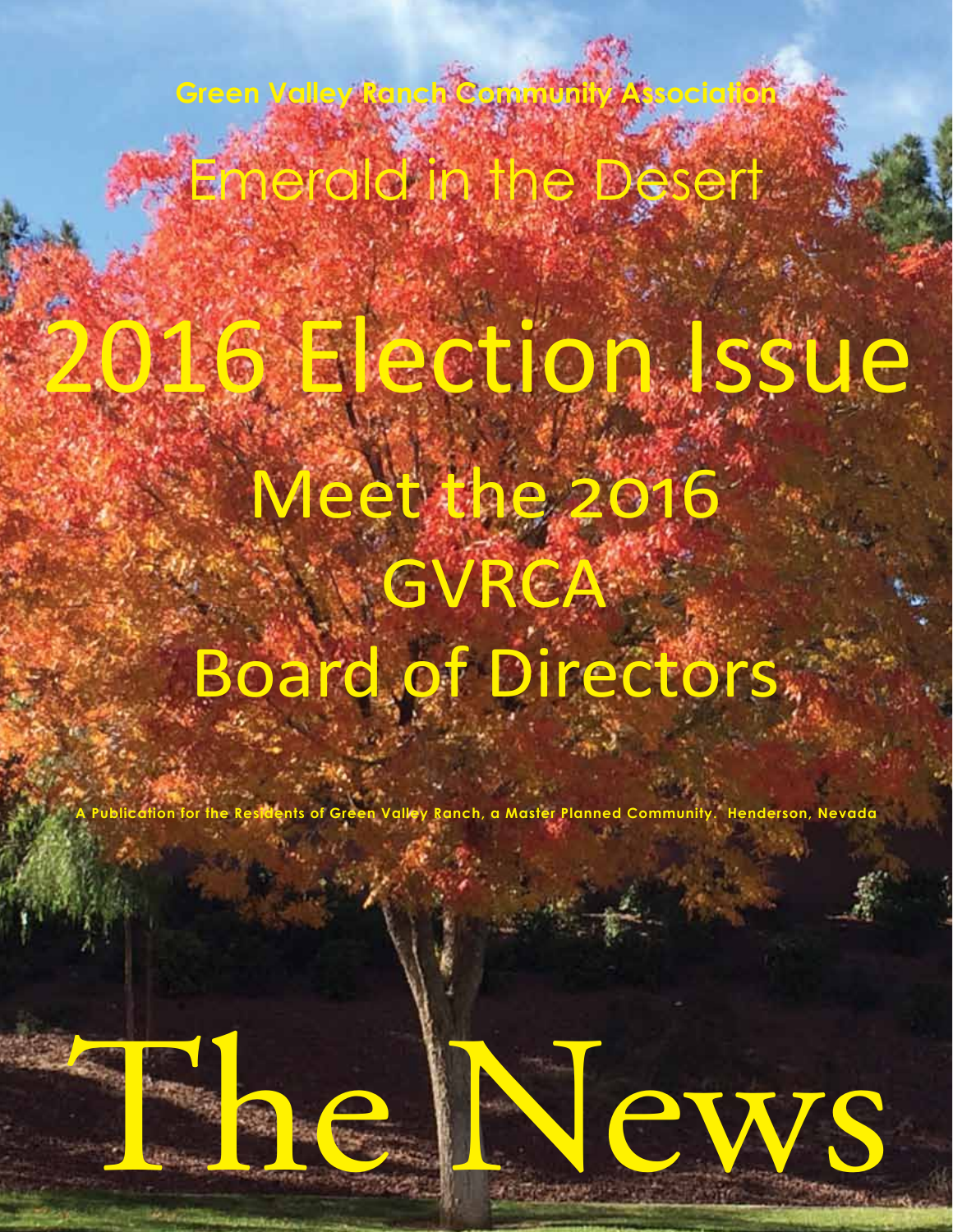Green Valley Ranch Community Association

Emerald in the Desert

# 2016 Election Issue

## Meet the 2016 GVRCA Board of Directors

**A Publication for the Residents of Green Valley Ranch, a Master Planned Community. Henderson, Nevada**

# The News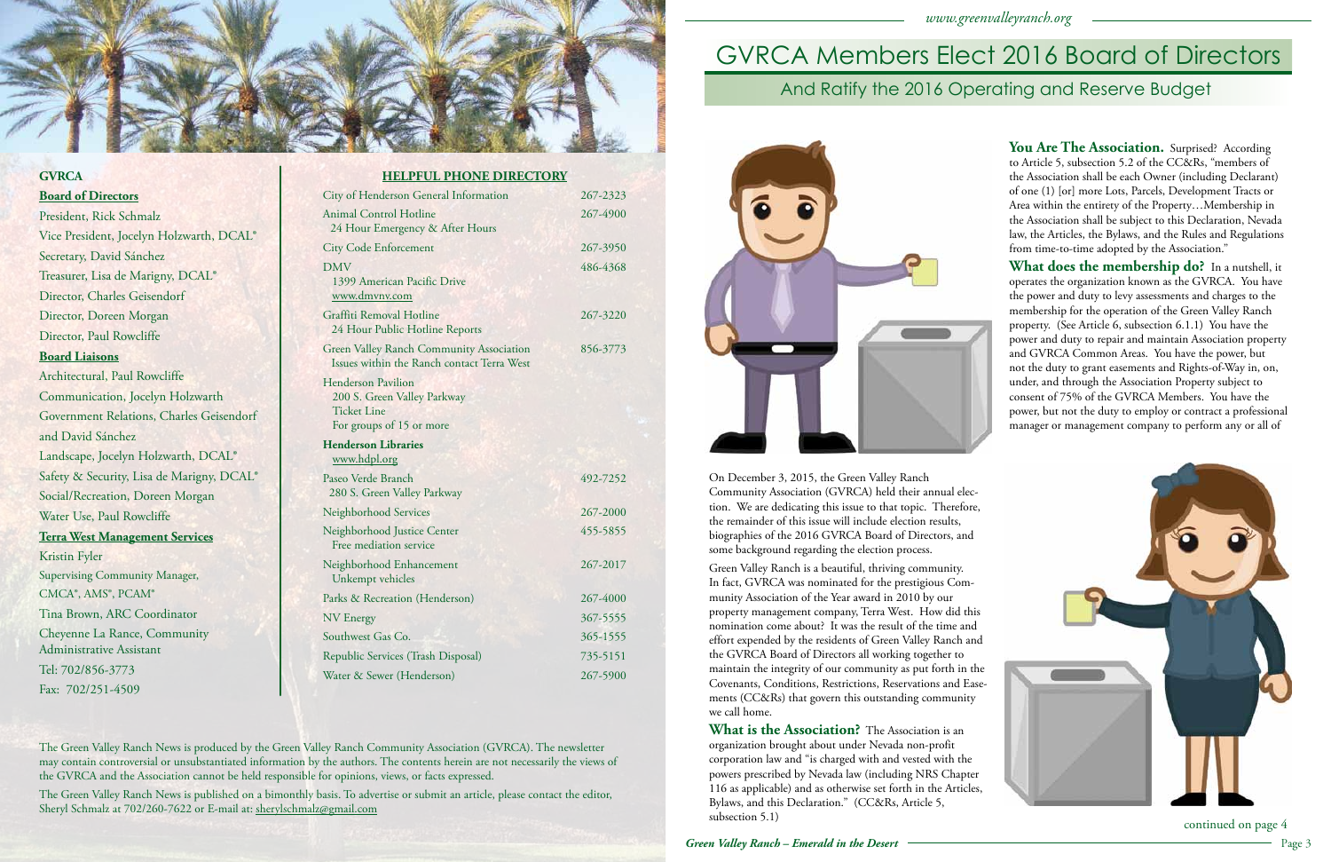**GVRCA**

**Board of Directors**

President, Rick Schmalz
Vice President, Jocelyn Holzwarth, DCAL®
Secretary, David Sánchez
Treasurer, Lisa de Marigny, DCAL®
Director, Charles Geisendorf
Director, Doreen Morgan
Director, Paul Rowcliffe

**Board Liaisons**

Architectural, Paul Rowcliffe
Communication, Jocelyn Holzwarth
Government Relations, Charles Geisendorf and David Sánchez
Landscape, Jocelyn Holzwarth, DCAL®
Safety & Security, Lisa de Marigny, DCAL®
Social/Recreation, Doreen Morgan
Water Use, Paul Rowcliffe

**Terra West Management Services**

Kristin Fyler
Supervising Community Manager, CMCA®, AMS®, PCAM®
Tina Brown, ARC Coordinator
Cheyenne La Rance, Community Administrative Assistant
Tel: 702/856-3773
Fax: 702/251-4509

**HELPFUL PHONE DIRECTORY**

| | |
|---|---|
| City of Henderson General Information | 267-2323 |
| Animal Control Hotline<br>24 Hour Emergency & After Hours | 267-4900 |
| City Code Enforcement | 267-3950 |
| DMV<br>1399 American Pacific Drive<br>www.dmvnv.com | 486-4368 |
| Graffiti Removal Hotline<br>24 Hour Public Hotline Reports | 267-3220 |
| Green Valley Ranch Community Association<br>Issues within the Ranch contact Terra West | 856-3773 |
| Henderson Pavilion<br>200 S. Green Valley Parkway<br>Ticket Line<br>For groups of 15 or more | |
| **Henderson Libraries**<br>www.hdpl.org | |
| Paseo Verde Branch<br>280 S. Green Valley Parkway | 492-7252 |
| Neighborhood Services | 267-2000 |
| Neighborhood Justice Center<br>Free mediation service | 455-5855 |
| Neighborhood Enhancement<br>Unkempt vehicles | 267-2017 |
| Parks & Recreation (Henderson) | 267-4000 |
| NV Energy | 367-5555 |
| Southwest Gas Co. | 365-1555 |
| Republic Services (Trash Disposal) | 735-5151 |
| Water & Sewer (Henderson) | 267-5900 |

The Green Valley Ranch News is produced by the Green Valley Ranch Community Association (GVRCA). The newsletter may contain controversial or unsubstantiated information by the authors. The contents herein are not necessarily the views of the GVRCA and the Association cannot be held responsible for opinions, views, or facts expressed.

The Green Valley Ranch News is published on a bimonthly basis. To advertise or submit an article, please contact the editor, Sheryl Schmalz at 702/260-7622 or E-mail at: sherylschmalz@gmail.com

# GVRCA Members Elect 2016 Board of Directors

## And Ratify the 2016 Operating and Reserve Budget

On December 3, 2015, the Green Valley Ranch Community Association (GVRCA) held their annual election. We are dedicating this issue to that topic. Therefore, the remainder of this issue will include election results, biographies of the 2016 GVRCA Board of Directors, and some background regarding the election process.

Green Valley Ranch is a beautiful, thriving community. In fact, GVRCA was nominated for the prestigious Community Association of the Year award in 2010 by our property management company, Terra West. How did this nomination come about? It was the result of the time and effort expended by the residents of Green Valley Ranch and the GVRCA Board of Directors all working together to maintain the integrity of our community as put forth in the Covenants, Conditions, Restrictions, Reservations and Easements (CC&Rs) that govern this outstanding community we call home.

**What is the Association?** The Association is an organization brought about under Nevada non-profit corporation law and "is charged with and vested with the powers prescribed by Nevada law (including NRS Chapter 116 as applicable) and as otherwise set forth in the Articles, Bylaws, and this Declaration." (CC&Rs, Article 5, subsection 5.1)

**You Are The Association.** Surprised? According to Article 5, subsection 5.2 of the CC&Rs, "members of the Association shall be each Owner (including Declarant) of one (1) [or] more Lots, Parcels, Development Tracts or Area within the entirety of the Property…Membership in the Association shall be subject to this Declaration, Nevada law, the Articles, the Bylaws, and the Rules and Regulations from time-to-time adopted by the Association."

**What does the membership do?** In a nutshell, it operates the organization known as the GVRCA. You have the power and duty to levy assessments and charges to the membership for the operation of the Green Valley Ranch property. (See Article 6, subsection 6.1.1) You have the power and duty to repair and maintain Association property and GVRCA Common Areas. You have the power, but not the duty to grant easements and Rights-of-Way in, on, under, and through the Association Property subject to consent of 75% of the GVRCA Members. You have the power, but not the duty to employ or contract a professional manager or management company to perform any or all of

continued on page 4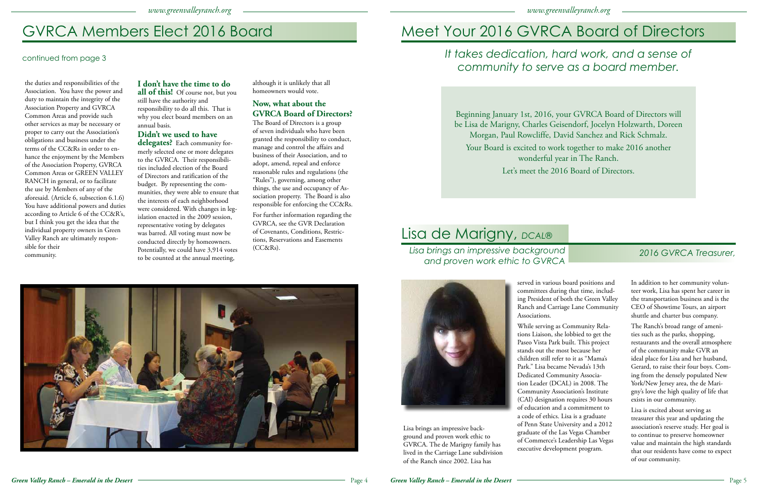# GVRCA Members Elect 2016 Board

continued from page 3

the duties and responsibilities of the Association. You have the power and duty to maintain the integrity of the Association Property and GVRCA Common Areas and provide such other services as may be necessary or proper to carry out the Association's obligations and business under the terms of the CC&Rs in order to enhance the enjoyment by the Members of the Association Property, GVRCA Common Areas or GREEN VALLEY RANCH in general, or to facilitate the use by Members of any of the aforesaid. (Article 6, subsection 6.1.6) You have additional powers and duties according to Article 6 of the CC&R's, but I think you get the idea that the individual property owners in Green Valley Ranch are ultimately responsible for their community.

**I don't have the time to do all of this!** Of course not, but you still have the authority and responsibility to do all this. That is why you elect board members on an annual basis.

**Didn't we used to have delegates?** Each community formerly selected one or more delegates to the GVRCA. Their responsibilities included election of the Board of Directors and ratification of the budget. By representing the communities, they were able to ensure that the interests of each neighborhood were considered. With changes in legislation enacted in the 2009 session, representative voting by delegates was barred. All voting must now be conducted directly by homeowners. Potentially, we could have 3,914 votes to be counted at the annual meeting, although it is unlikely that all homeowners would vote.

**Now, what about the GVRCA Board of Directors?**

The Board of Directors is a group of seven individuals who have been granted the responsibility to conduct, manage and control the affairs and business of their Association, and to adopt, amend, repeal and enforce reasonable rules and regulations (the "Rules"), governing, among other things, the use and occupancy of Association property. The Board is also responsible for enforcing the CC&Rs.

For further information regarding the GVRCA, see the GVR Declaration of Covenants, Conditions, Restrictions, Reservations and Easements (CC&Rs).

# Meet Your 2016 GVRCA Board of Directors

*It takes dedication, hard work, and a sense of community to serve as a board member.*

Beginning January 1st, 2016, your GVRCA Board of Directors will be Lisa de Marigny, Charles Geisendorf, Jocelyn Holzwarth, Doreen Morgan, Paul Rowcliffe, David Sanchez and Rick Schmalz.

Your Board is excited to work together to make 2016 another wonderful year in The Ranch.

Let's meet the 2016 Board of Directors.

## Lisa de Marigny, *DCAL®*

*Lisa brings an impressive background and proven work ethic to GVRCA*

*2016 GVRCA Treasurer,*

Lisa brings an impressive background and proven work ethic to GVRCA. The de Marigny family has lived in the Carriage Lane subdivision of the Ranch since 2002. Lisa has served in various board positions and committees during that time, including President of both the Green Valley Ranch and Carriage Lane Community Associations.

While serving as Community Relations Liaison, she lobbied to get the Paseo Vista Park built. This project stands out the most because her children still refer to it as "Mama's Park." Lisa became Nevada's 13th Dedicated Community Association Leader (DCAL) in 2008. The Community Association's Institute (CAI) designation requires 30 hours of education and a commitment to a code of ethics. Lisa is a graduate of Penn State University and a 2012 graduate of the Las Vegas Chamber of Commerce's Leadership Las Vegas executive development program.

In addition to her community volunteer work, Lisa has spent her career in the transportation business and is the CEO of Showtime Tours, an airport shuttle and charter bus company.

The Ranch's broad range of amenities such as the parks, shopping, restaurants and the overall atmosphere of the community make GVR an ideal place for Lisa and her husband, Gerard, to raise their four boys. Coming from the densely populated New York/New Jersey area, the de Marigny's love the high quality of life that exists in our community.

Lisa is excited about serving as treasurer this year and updating the association's reserve study. Her goal is to continue to preserve homeowner value and maintain the high standards that our residents have come to expect of our community.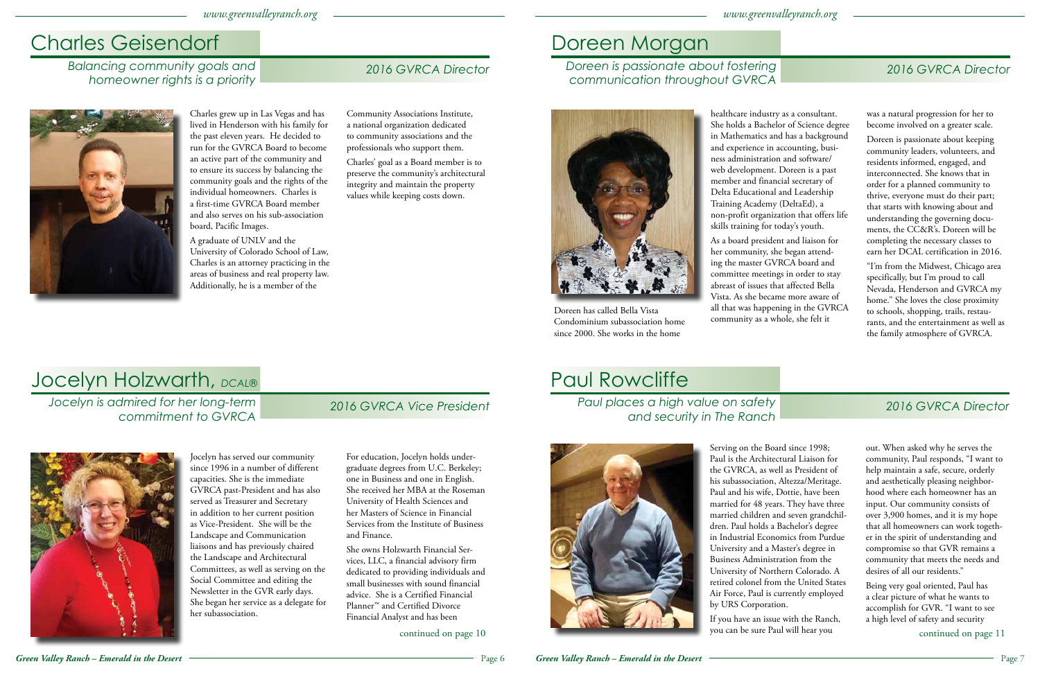# Charles Geisendorf

*Balancing community goals and homeowner rights is a priority*

*2016 GVRCA Director*

Charles grew up in Las Vegas and has lived in Henderson with his family for the past eleven years. He decided to run for the GVRCA Board to become an active part of the community and to ensure its success by balancing the community goals and the rights of the individual homeowners. Charles is a first-time GVRCA Board member and also serves on his sub-association board, Pacific Images.

A graduate of UNLV and the University of Colorado School of Law, Charles is an attorney practicing in the areas of business and real property law. Additionally, he is a member of the Community Associations Institute, a national organization dedicated to community associations and the professionals who support them.

Charles' goal as a Board member is to preserve the community's architectural integrity and maintain the property values while keeping costs down.

# Jocelyn Holzwarth, *DCAL®*

*Jocelyn is admired for her long-term commitment to GVRCA*

*2016 GVRCA Vice President*

Jocelyn has served our community since 1996 in a number of different capacities. She is the immediate GVRCA past-President and has also served as Treasurer and Secretary in addition to her current position as Vice-President. She will be the Landscape and Communication liaisons and has previously chaired the Landscape and Architectural Committees, as well as serving on the Social Committee and editing the Newsletter in the GVR early days. She began her service as a delegate for her subassociation.

For education, Jocelyn holds undergraduate degrees from U.C. Berkeley; one in Business and one in English. She received her MBA at the Roseman University of Health Sciences and her Masters of Science in Financial Services from the Institute of Business and Finance.

She owns Holzwarth Financial Services, LLC, a financial advisory firm dedicated to providing individuals and small businesses with sound financial advice. She is a Certified Financial Planner™ and Certified Divorce Financial Analyst and has been

continued on page 10

# Doreen Morgan

*Doreen is passionate about fostering communication throughout GVRCA*

*2016 GVRCA Director*

Doreen has called Bella Vista Condominium subassociation home since 2000. She works in the home healthcare industry as a consultant. She holds a Bachelor of Science degree in Mathematics and has a background and experience in accounting, business administration and software/web development. Doreen is a past member and financial secretary of Delta Educational and Leadership Training Academy (DeltaEd), a non-profit organization that offers life skills training for today's youth.

As a board president and liaison for her community, she began attending the master GVRCA board and committee meetings in order to stay abreast of issues that affected Bella Vista. As she became more aware of all that was happening in the GVRCA community as a whole, she felt it was a natural progression for her to become involved on a greater scale.

Doreen is passionate about keeping community leaders, volunteers, and residents informed, engaged, and interconnected. She knows that in order for a planned community to thrive, everyone must do their part; that starts with knowing about and understanding the governing documents, the CC&R's. Doreen will be completing the necessary classes to earn her DCAL certification in 2016.

"I'm from the Midwest, Chicago area specifically, but I'm proud to call Nevada, Henderson and GVRCA my home." She loves the close proximity to schools, shopping, trails, restaurants, and the entertainment as well as the family atmosphere of GVRCA.

# Paul Rowcliffe

*Paul places a high value on safety and security in The Ranch*

*2016 GVRCA Director*

Serving on the Board since 1998; Paul is the Architectural Liaison for the GVRCA, as well as President of his subassociation, Altezza/Meritage. Paul and his wife, Dottie, have been married for 48 years. They have three married children and seven grandchildren. Paul holds a Bachelor's degree in Industrial Economics from Purdue University and a Master's degree in Business Administration from the University of Northern Colorado. A retired colonel from the United States Air Force, Paul is currently employed by URS Corporation.

If you have an issue with the Ranch, you can be sure Paul will hear you out. When asked why he serves the community, Paul responds, "I want to help maintain a safe, secure, orderly and aesthetically pleasing neighborhood where each homeowner has an input. Our community consists of over 3,900 homes, and it is my hope that all homeowners can work together in the spirit of understanding and compromise so that GVR remains a community that meets the needs and desires of all our residents."

Being very goal oriented, Paul has a clear picture of what he wants to accomplish for GVR. "I want to see a high level of safety and security

continued on page 11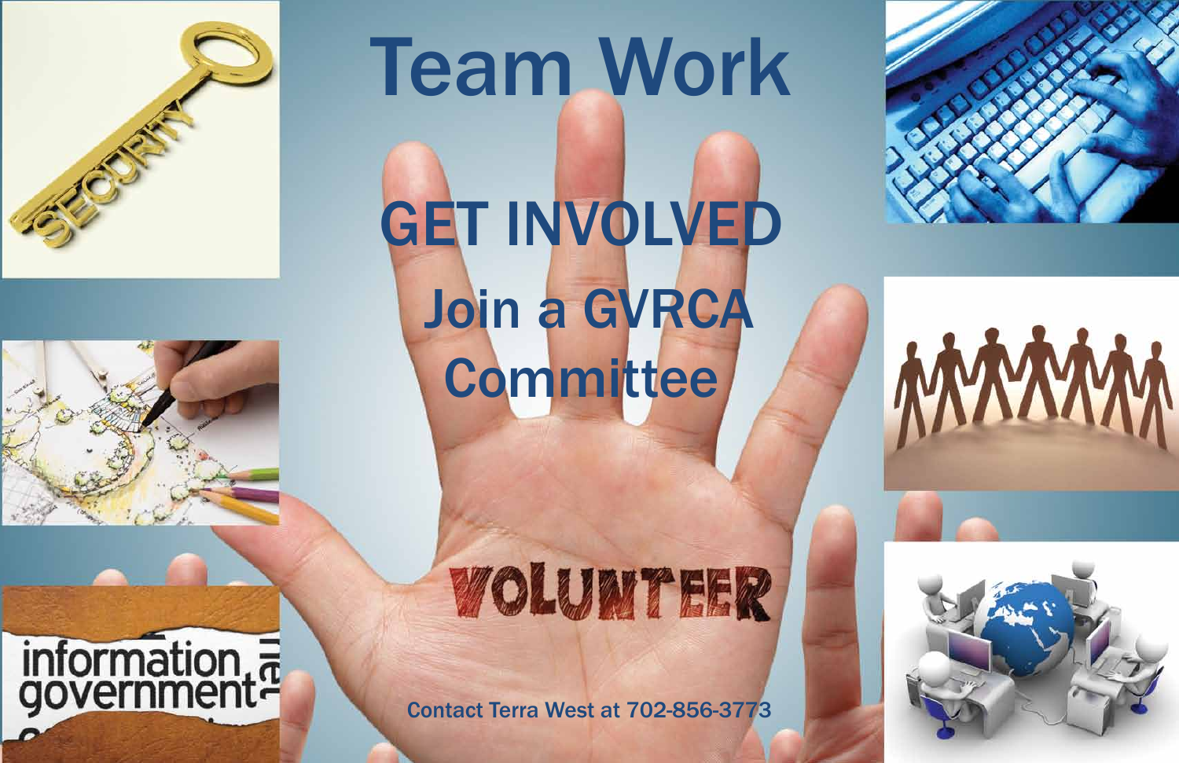# Team Work

## GET INVOLVED

### Join a GVRCA Committee

VOLUNTEER

Contact Terra West at 702-856-3773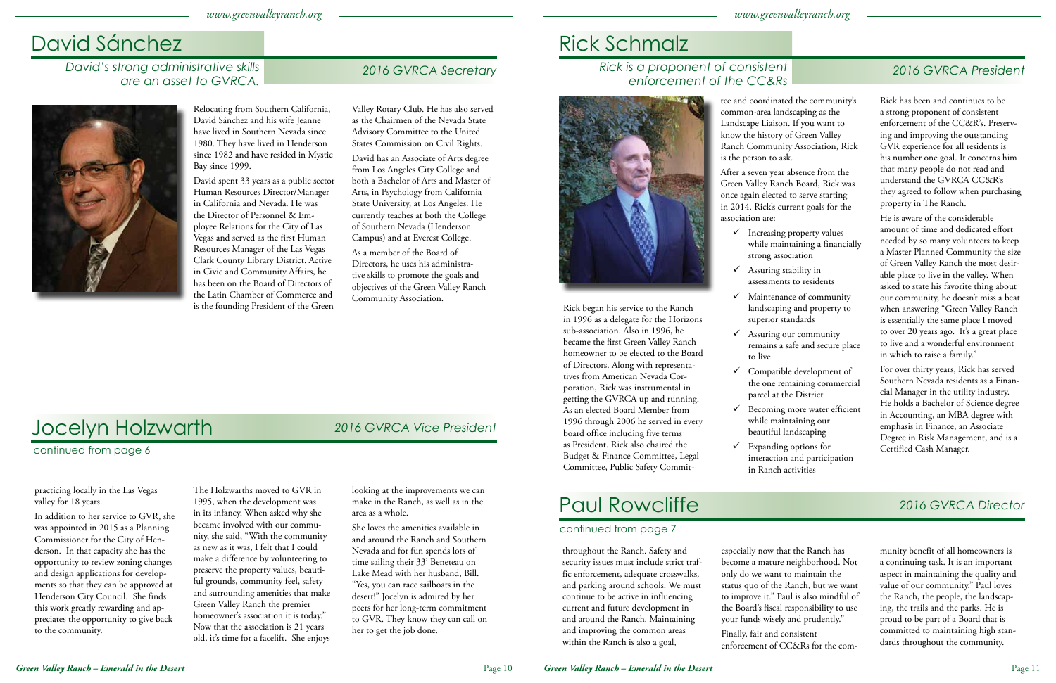# David Sánchez

*David's strong administrative skills are an asset to GVRCA.*

*2016 GVRCA Secretary*

Relocating from Southern California, David Sánchez and his wife Jeanne have lived in Southern Nevada since 1980. They have lived in Henderson since 1982 and have resided in Mystic Bay since 1999.

David spent 33 years as a public sector Human Resources Director/Manager in California and Nevada. He was the Director of Personnel & Employee Relations for the City of Las Vegas and served as the first Human Resources Manager of the Las Vegas Clark County Library District. Active in Civic and Community Affairs, he has been on the Board of Directors of the Latin Chamber of Commerce and is the founding President of the Green Valley Rotary Club. He has also served as the Chairmen of the Nevada State Advisory Committee to the United States Commission on Civil Rights.

David has an Associate of Arts degree from Los Angeles City College and both a Bachelor of Arts and Master of Arts, in Psychology from California State University, at Los Angeles. He currently teaches at both the College of Southern Nevada (Henderson Campus) and at Everest College.

As a member of the Board of Directors, he uses his administrative skills to promote the goals and objectives of the Green Valley Ranch Community Association.

# Jocelyn Holzwarth

*2016 GVRCA Vice President*

continued from page 6

practicing locally in the Las Vegas valley for 18 years.

In addition to her service to GVR, she was appointed in 2015 as a Planning Commissioner for the City of Henderson. In that capacity she has the opportunity to review zoning changes and design applications for developments so that they can be approved at Henderson City Council. She finds this work greatly rewarding and appreciates the opportunity to give back to the community.

The Holzwarths moved to GVR in 1995, when the development was in its infancy. When asked why she became involved with our community, she said, "With the community as new as it was, I felt that I could make a difference by volunteering to preserve the property values, beautiful grounds, community feel, safety and surrounding amenities that make Green Valley Ranch the premier homeowner's association it is today." Now that the association is 21 years old, it's time for a facelift. She enjoys looking at the improvements we can make in the Ranch, as well as in the area as a whole.

She loves the amenities available in and around the Ranch and Southern Nevada and for fun spends lots of time sailing their 33' Beneteau on Lake Mead with her husband, Bill. "Yes, you can race sailboats in the desert!" Jocelyn is admired by her peers for her long-term commitment to GVR. They know they can call on her to get the job done.

# Rick Schmalz

*Rick is a proponent of consistent enforcement of the CC&Rs*

*2016 GVRCA President*

Rick began his service to the Ranch in 1996 as a delegate for the Horizons sub-association. Also in 1996, he became the first Green Valley Ranch homeowner to be elected to the Board of Directors. Along with representatives from American Nevada Corporation, Rick was instrumental in getting the GVRCA up and running. As an elected Board Member from 1996 through 2006 he served in every board office including five terms as President. Rick also chaired the Budget & Finance Committee, Legal Committee, Public Safety Committee and coordinated the community's common-area landscaping as the Landscape Liaison. If you want to know the history of Green Valley Ranch Community Association, Rick is the person to ask.

After a seven year absence from the Green Valley Ranch Board, Rick was once again elected to serve starting in 2014. Rick's current goals for the association are:

- ✓ Increasing property values while maintaining a financially strong association
- ✓ Assuring stability in assessments to residents
- ✓ Maintenance of community landscaping and property to superior standards
- ✓ Assuring our community remains a safe and secure place to live
- ✓ Compatible development of the one remaining commercial parcel at the District
- ✓ Becoming more water efficient while maintaining our beautiful landscaping
- ✓ Expanding options for interaction and participation in Ranch activities

Rick has been and continues to be a strong proponent of consistent enforcement of the CC&R's. Preserving and improving the outstanding GVR experience for all residents is his number one goal. It concerns him that many people do not read and understand the GVRCA CC&R's they agreed to follow when purchasing property in The Ranch.

He is aware of the considerable amount of time and dedicated effort needed by so many volunteers to keep a Master Planned Community the size of Green Valley Ranch the most desirable place to live in the valley. When asked to state his favorite thing about our community, he doesn't miss a beat when answering "Green Valley Ranch is essentially the same place I moved to over 20 years ago. It's a great place to live and a wonderful environment in which to raise a family."

For over thirty years, Rick has served Southern Nevada residents as a Financial Manager in the utility industry. He holds a Bachelor of Science degree in Accounting, an MBA degree with emphasis in Finance, an Associate Degree in Risk Management, and is a Certified Cash Manager.

# Paul Rowcliffe

*2016 GVRCA Director*

continued from page 7

throughout the Ranch. Safety and security issues must include strict traffic enforcement, adequate crosswalks, and parking around schools. We must continue to be active in influencing current and future development in and around the Ranch. Maintaining and improving the common areas within the Ranch is also a goal, especially now that the Ranch has become a mature neighborhood. Not only do we want to maintain the status quo of the Ranch, but we want to improve it." Paul is also mindful of the Board's fiscal responsibility to use your funds wisely and prudently."

Finally, fair and consistent enforcement of CC&Rs for the community benefit of all homeowners is a continuing task. It is an important aspect in maintaining the quality and value of our community." Paul loves the Ranch, the people, the landscaping, the trails and the parks. He is proud to be part of a Board that is committed to maintaining high standards throughout the community.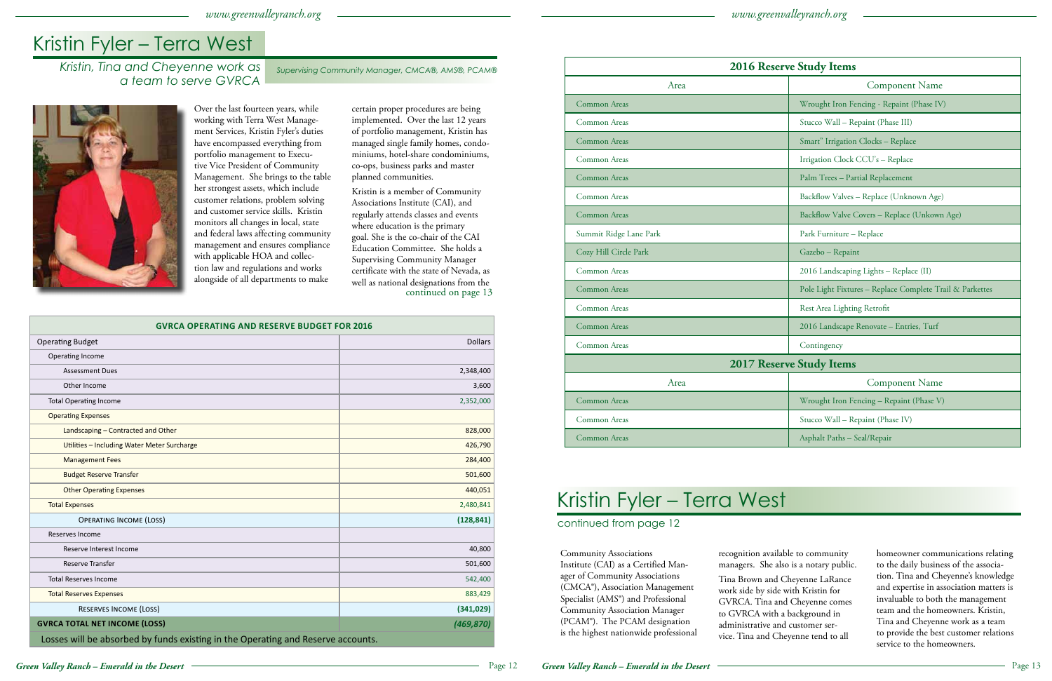# Kristin Fyler – Terra West

*Kristin, Tina and Cheyenne work as a team to serve GVRCA*

*Supervising Community Manager, CMCA®, AMS®, PCAM®*

Over the last fourteen years, while working with Terra West Management Services, Kristin Fyler's duties have encompassed everything from portfolio management to Executive Vice President of Community Management. She brings to the table her strongest assets, which include customer relations, problem solving and customer service skills. Kristin monitors all changes in local, state and federal laws affecting community management and ensures compliance with applicable HOA and collection law and regulations and works alongside of all departments to make certain proper procedures are being implemented. Over the last 12 years of portfolio management, Kristin has managed single family homes, condominiums, hotel-share condominiums, co-ops, business parks and master planned communities.

Kristin is a member of Community Associations Institute (CAI), and regularly attends classes and events where education is the primary goal. She is the co-chair of the CAI Education Committee. She holds a Supervising Community Manager certificate with the state of Nevada, as well as national designations from the continued on page 13

| GVRCA OPERATING AND RESERVE BUDGET FOR 2016 | |
|---|---|
| Operating Budget | Dollars |
| Operating Income | |
| Assessment Dues | 2,348,400 |
| Other Income | 3,600 |
| Total Operating Income | 2,352,000 |
| Operating Expenses | |
| Landscaping – Contracted and Other | 828,000 |
| Utilities – Including Water Meter Surcharge | 426,790 |
| Management Fees | 284,400 |
| Budget Reserve Transfer | 501,600 |
| Other Operating Expenses | 440,051 |
| Total Expenses | 2,480,841 |
| Operating Income (Loss) | **(128,841)** |
| Reserves Income | |
| Reserve Interest Income | 40,800 |
| Reserve Transfer | 501,600 |
| Total Reserves Income | 542,400 |
| Total Reserves Expenses | 883,429 |
| Reserves Income (Loss) | **(341,029)** |
| **GVRCA TOTAL NET INCOME (LOSS)** | ***(469,870)*** |

Losses will be absorbed by funds existing in the Operating and Reserve accounts.

| 2016 Reserve Study Items | |
|---|---|
| Area | Component Name |
| Common Areas | Wrought Iron Fencing - Repaint (Phase IV) |
| Common Areas | Stucco Wall – Repaint (Phase III) |
| Common Areas | Smart" Irrigation Clocks – Replace |
| Common Areas | Irrigation Clock CCU's – Replace |
| Common Areas | Palm Trees – Partial Replacement |
| Common Areas | Backflow Valves – Replace (Unknown Age) |
| Common Areas | Backflow Valve Covers – Replace (Unkown Age) |
| Summit Ridge Lane Park | Park Furniture – Replace |
| Cozy Hill Circle Park | Gazebo – Repaint |
| Common Areas | 2016 Landscaping Lights – Replace (II) |
| Common Areas | Pole Light Fixtures – Replace Complete Trail & Parkettes |
| Common Areas | Rest Area Lighting Retrofit |
| Common Areas | 2016 Landscape Renovate – Entries, Turf |
| Common Areas | Contingency |
| **2017 Reserve Study Items** | |
| Area | Component Name |
| Common Areas | Wrought Iron Fencing – Repaint (Phase V) |
| Common Areas | Stucco Wall – Repaint (Phase IV) |
| Common Areas | Asphalt Paths – Seal/Repair |

# Kristin Fyler – Terra West

continued from page 12

Community Associations Institute (CAI) as a Certified Manager of Community Associations (CMCA®), Association Management Specialist (AMS®) and Professional Community Association Manager (PCAM®). The PCAM designation is the highest nationwide professional recognition available to community managers. She also is a notary public.

Tina Brown and Cheyenne LaRance work side by side with Kristin for GVRCA. Tina and Cheyenne comes to GVRCA with a background in administrative and customer service. Tina and Cheyenne tend to all homeowner communications relating to the daily business of the association. Tina and Cheyenne's knowledge and expertise in association matters is invaluable to both the management team and the homeowners. Kristin, Tina and Cheyenne work as a team to provide the best customer relations service to the homeowners.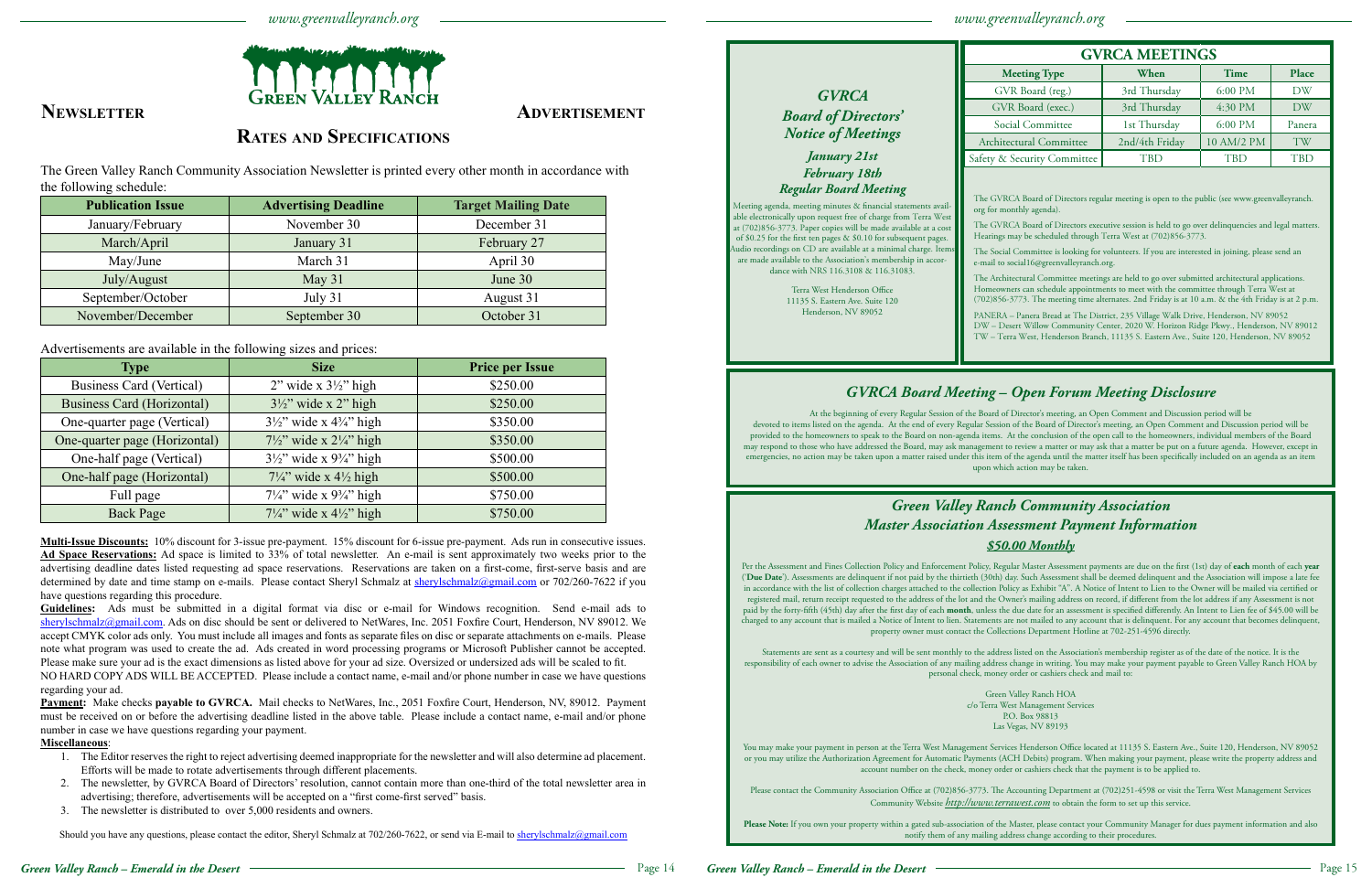# Newsletter Advertisement

## Rates and Specifications

The Green Valley Ranch Community Association Newsletter is printed every other month in accordance with the following schedule:

| Publication Issue | Advertising Deadline | Target Mailing Date |
|---|---|---|
| January/February | November 30 | December 31 |
| March/April | January 31 | February 27 |
| May/June | March 31 | April 30 |
| July/August | May 31 | June 30 |
| September/October | July 31 | August 31 |
| November/December | September 30 | October 31 |

Advertisements are available in the following sizes and prices:

| Type | Size | Price per Issue |
|---|---|---|
| Business Card (Vertical) | 2" wide x 3½" high | $250.00 |
| Business Card (Horizontal) | 3½" wide x 2" high | $250.00 |
| One-quarter page (Vertical) | 3½" wide x 4¾" high | $350.00 |
| One-quarter page (Horizontal) | 7½" wide x 2¼" high | $350.00 |
| One-half page (Vertical) | 3½" wide x 9¾" high | $500.00 |
| One-half page (Horizontal) | 7¼" wide x 4½ high | $500.00 |
| Full page | 7¼" wide x 9¾" high | $750.00 |
| Back Page | 7¼" wide x 4½" high | $750.00 |

**Multi-Issue Discounts:** 10% discount for 3-issue pre-payment. 15% discount for 6-issue pre-payment. Ads run in consecutive issues.
**Ad Space Reservations:** Ad space is limited to 33% of total newsletter. An e-mail is sent approximately two weeks prior to the advertising deadline dates listed requesting ad space reservations. Reservations are taken on a first-come, first-serve basis and are determined by date and time stamp on e-mails. Please contact Sheryl Schmalz at sherylschmalz@gmail.com or 702/260-7622 if you have questions regarding this procedure.
**Guidelines:** Ads must be submitted in a digital format via disc or e-mail for Windows recognition. Send e-mail ads to sherylschmalz@gmail.com. Ads on disc should be sent or delivered to NetWares, Inc. 2051 Foxfire Court, Henderson, NV 89012. We accept CMYK color ads only. You must include all images and fonts as separate files on disc or separate attachments on e-mails. Please note what program was used to create the ad. Ads created in word processing programs or Microsoft Publisher cannot be accepted. Please make sure your ad is the exact dimensions as listed above for your ad size. Oversized or undersized ads will be scaled to fit.
NO HARD COPY ADS WILL BE ACCEPTED. Please include a contact name, e-mail and/or phone number in case we have questions regarding your ad.
**Payment:** Make checks **payable to GVRCA.** Mail checks to NetWares, Inc., 2051 Foxfire Court, Henderson, NV, 89012. Payment must be received on or before the advertising deadline listed in the above table. Please include a contact name, e-mail and/or phone number in case we have questions regarding your payment.
**Miscellaneous**:

1. The Editor reserves the right to reject advertising deemed inappropriate for the newsletter and will also determine ad placement. Efforts will be made to rotate advertisements through different placements.
2. The newsletter, by GVRCA Board of Directors' resolution, cannot contain more than one-third of the total newsletter area in advertising; therefore, advertisements will be accepted on a "first come-first served" basis.
3. The newsletter is distributed to over 5,000 residents and owners.

Should you have any questions, please contact the editor, Sheryl Schmalz at 702/260-7622, or send via E-mail to sherylschmalz@gmail.com

## *GVRCA Board of Directors' Notice of Meetings*

***January 21st***
***February 18th***
***Regular Board Meeting***

Meeting agenda, meeting minutes & financial statements available electronically upon request free of charge from Terra West at (702)856-3773. Paper copies will be made available at a cost of $0.25 for the first ten pages & $0.10 for subsequent pages. Audio recordings on CD are available at a minimal charge. Items are made available to the Association's membership in accordance with NRS 116.3108 & 116.31083.

Terra West Henderson Office
11135 S. Eastern Ave. Suite 120
Henderson, NV 89052

## GVRCA MEETINGS

| Meeting Type | When | Time | Place |
|---|---|---|---|
| GVR Board (reg.) | 3rd Thursday | 6:00 PM | DW |
| GVR Board (exec.) | 3rd Thursday | 4:30 PM | DW |
| Social Committee | 1st Thursday | 6:00 PM | Panera |
| Architectural Committee | 2nd/4th Friday | 10 AM/2 PM | TW |
| Safety & Security Committee | TBD | TBD | TBD |

The GVRCA Board of Directors regular meeting is open to the public (see www.greenvalleyranch.org for monthly agenda).

The GVRCA Board of Directors executive session is held to go over delinquencies and legal matters. Hearings may be scheduled through Terra West at (702)856-3773.

The Social Committee is looking for volunteers. If you are interested in joining, please send an e-mail to social16@greenvalleyranch.org.

The Architectural Committee meetings are held to go over submitted architectural applications. Homeowners can schedule appointments to meet with the committee through Terra West at (702)856-3773. The meeting time alternates. 2nd Friday is at 10 a.m. & the 4th Friday is at 2 p.m.

PANERA – Panera Bread at The District, 235 Village Walk Drive, Henderson, NV 89052
DW – Desert Willow Community Center, 2020 W. Horizon Ridge Pkwy., Henderson, NV 89012
TW – Terra West, Henderson Branch, 11135 S. Eastern Ave., Suite 120, Henderson, NV 89052

## *GVRCA Board Meeting – Open Forum Meeting Disclosure*

At the beginning of every Regular Session of the Board of Director's meeting, an Open Comment and Discussion period will be devoted to items listed on the agenda. At the end of every Regular Session of the Board of Director's meeting, an Open Comment and Discussion period will be provided to the homeowners to speak to the Board on non-agenda items. At the conclusion of the open call to the homeowners, individual members of the Board may respond to those who have addressed the Board, may ask management to review a matter or may ask that a matter be put on a future agenda. However, except in emergencies, no action may be taken upon a matter raised under this item of the agenda until the matter itself has been specifically included on an agenda as an item upon which action may be taken.

## *Green Valley Ranch Community Association Master Association Assessment Payment Information*

***$50.00 Monthly***

Per the Assessment and Fines Collection Policy and Enforcement Policy, Regular Master Assessment payments are due on the first (1st) day of **each** month of each **year** ('**Due Date**'). Assessments are delinquent if not paid by the thirtieth (30th) day. Such Assessment shall be deemed delinquent and the Association will impose a late fee in accordance with the list of collection charges attached to the collection Policy as Exhibit "A". A Notice of Intent to Lien to the Owner will be mailed via certified or registered mail, return receipt requested to the address of the lot and the Owner's mailing address on record, if different from the lot address if any Assessment is not paid by the forty-fifth (45th) day after the first day of each **month**, unless the due date for an assessment is specified differently. An Intent to Lien fee of $45.00 will be charged to any account that is mailed a Notice of Intent to lien. Statements are not mailed to any account that is delinquent. For any account that becomes delinquent, property owner must contact the Collections Department Hotline at 702-251-4596 directly.

Statements are sent as a courtesy and will be sent monthly to the address listed on the Association's membership register as of the date of the notice. It is the responsibility of each owner to advise the Association of any mailing address change in writing. You may make your payment payable to Green Valley Ranch HOA by personal check, money order or cashiers check and mail to:

Green Valley Ranch HOA
c/o Terra West Management Services
P.O. Box 98813
Las Vegas, NV 89193

You may make your payment in person at the Terra West Management Services Henderson Office located at 11135 S. Eastern Ave., Suite 120, Henderson, NV 89052 or you may utilize the Authorization Agreement for Automatic Payments (ACH Debits) program. When making your payment, please write the property address and account number on the check, money order or cashiers check that the payment is to be applied to.

Please contact the Community Association Office at (702)856-3773. The Accounting Department at (702)251-4598 or visit the Terra West Management Services Community Website *http://www.terrawest.com* to obtain the form to set up this service.

**Please Note:** If you own your property within a gated sub-association of the Master, please contact your Community Manager for dues payment information and also notify them of any mailing address change according to their procedures.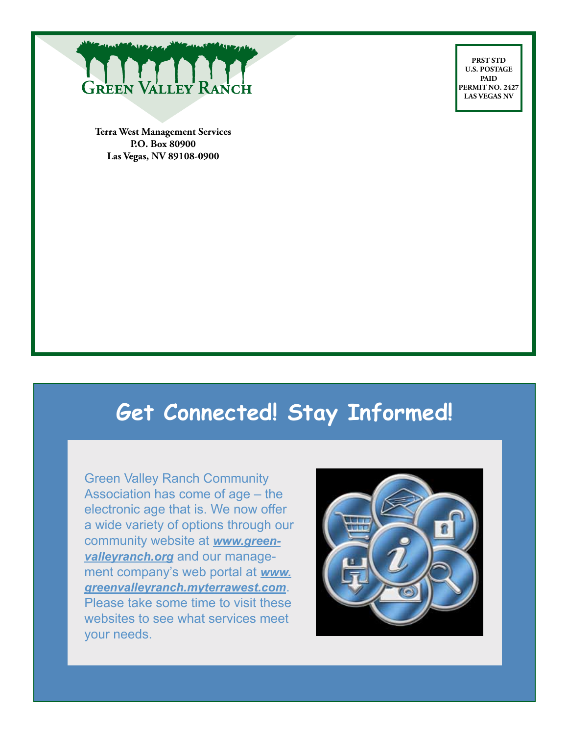GREEN VALLEY RANCH

**Terra West Management Services**
**P.O. Box 80900**
**Las Vegas, NV 89108-0900**

**PRST STD**
**U.S. POSTAGE**
**PAID**
**PERMIT NO. 2427**
**LAS VEGAS NV**

## Get Connected! Stay Informed!

Green Valley Ranch Community Association has come of age – the electronic age that is. We now offer a wide variety of options through our community website at ***www.greenvalleyranch.org*** and our management company's web portal at ***www.greenvalleyranch.myterrawest.com***. Please take some time to visit these websites to see what services meet your needs.